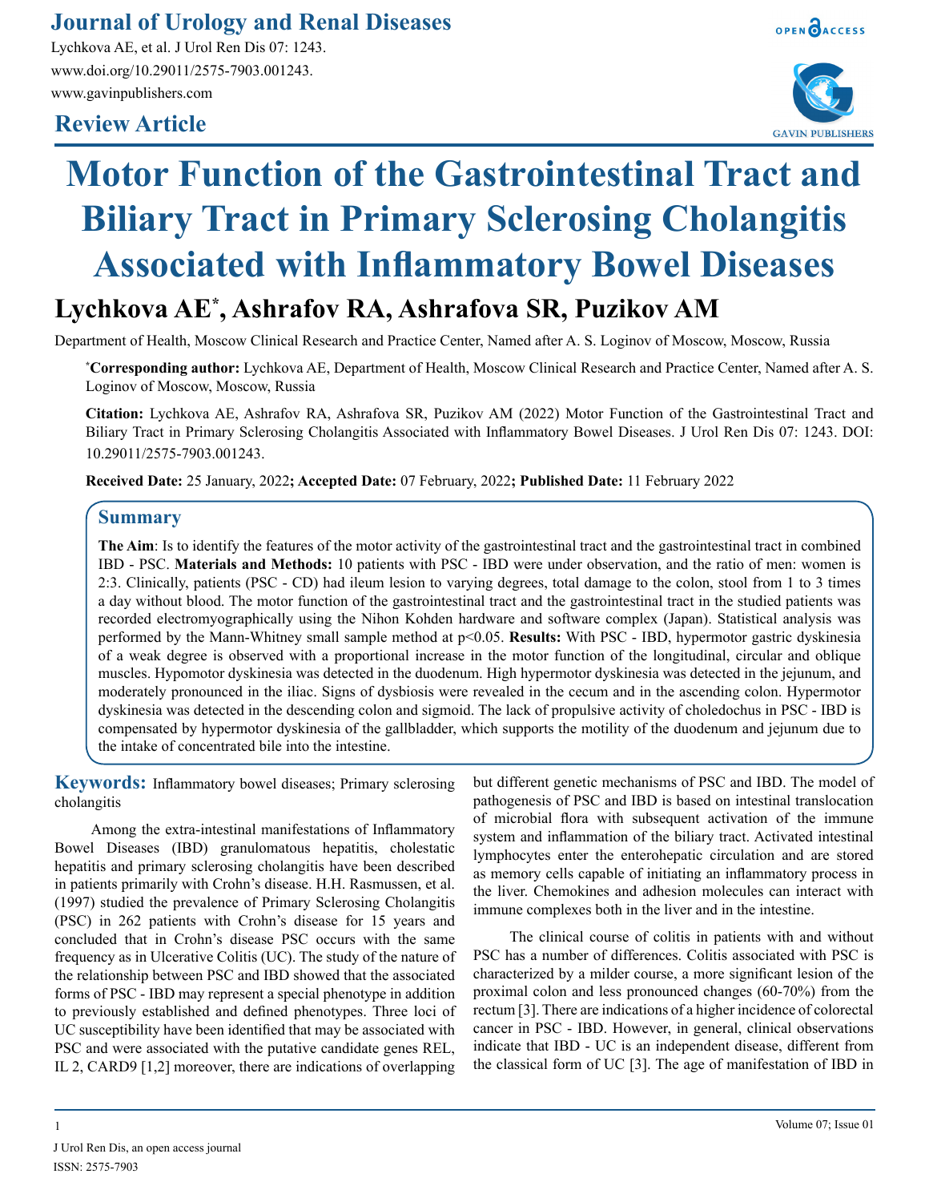# Journal of Urology and Renal Diseases

Lychkova AE, et al. J Urol Ren Dis 07: 1243.
www.doi.org/10.29011/2575-7903.001243.
www.gavinpublishers.com

## Review Article

# Motor Function of the Gastrointestinal Tract and Biliary Tract in Primary Sclerosing Cholangitis Associated with Inflammatory Bowel Diseases

**Lychkova AE*, Ashrafov RA, Ashrafova SR, Puzikov AM**

Department of Health, Moscow Clinical Research and Practice Center, Named after A. S. Loginov of Moscow, Moscow, Russia

***Corresponding author:** Lychkova AE, Department of Health, Moscow Clinical Research and Practice Center, Named after A. S. Loginov of Moscow, Moscow, Russia

**Citation:** Lychkova AE, Ashrafov RA, Ashrafova SR, Puzikov AM (2022) Motor Function of the Gastrointestinal Tract and Biliary Tract in Primary Sclerosing Cholangitis Associated with Inflammatory Bowel Diseases. J Urol Ren Dis 07: 1243. DOI: 10.29011/2575-7903.001243.

**Received Date:** 25 January, 2022**; Accepted Date:** 07 February, 2022**; Published Date:** 11 February 2022

## Summary

**The Aim**: Is to identify the features of the motor activity of the gastrointestinal tract and the gastrointestinal tract in combined IBD - PSC. **Materials and Methods:** 10 patients with PSC - IBD were under observation, and the ratio of men: women is 2:3. Clinically, patients (PSC - CD) had ileum lesion to varying degrees, total damage to the colon, stool from 1 to 3 times a day without blood. The motor function of the gastrointestinal tract and the gastrointestinal tract in the studied patients was recorded electromyographically using the Nihon Kohden hardware and software complex (Japan). Statistical analysis was performed by the Mann-Whitney small sample method at $p<0.05$. **Results:** With PSC - IBD, hypermotor gastric dyskinesia of a weak degree is observed with a proportional increase in the motor function of the longitudinal, circular and oblique muscles. Hypomotor dyskinesia was detected in the duodenum. High hypermotor dyskinesia was detected in the jejunum, and moderately pronounced in the iliac. Signs of dysbiosis were revealed in the cecum and in the ascending colon. Hypermotor dyskinesia was detected in the descending colon and sigmoid. The lack of propulsive activity of choledochus in PSC - IBD is compensated by hypermotor dyskinesia of the gallbladder, which supports the motility of the duodenum and jejunum due to the intake of concentrated bile into the intestine.

**Keywords:** Inflammatory bowel diseases; Primary sclerosing cholangitis

Among the extra-intestinal manifestations of Inflammatory Bowel Diseases (IBD) granulomatous hepatitis, cholestatic hepatitis and primary sclerosing cholangitis have been described in patients primarily with Crohn's disease. H.H. Rasmussen, et al. (1997) studied the prevalence of Primary Sclerosing Cholangitis (PSC) in 262 patients with Crohn's disease for 15 years and concluded that in Crohn's disease PSC occurs with the same frequency as in Ulcerative Colitis (UC). The study of the nature of the relationship between PSC and IBD showed that the associated forms of PSC - IBD may represent a special phenotype in addition to previously established and defined phenotypes. Three loci of UC susceptibility have been identified that may be associated with PSC and were associated with the putative candidate genes REL, IL 2, CARD9 [1,2] moreover, there are indications of overlapping but different genetic mechanisms of PSC and IBD. The model of pathogenesis of PSC and IBD is based on intestinal translocation of microbial flora with subsequent activation of the immune system and inflammation of the biliary tract. Activated intestinal lymphocytes enter the enterohepatic circulation and are stored as memory cells capable of initiating an inflammatory process in the liver. Chemokines and adhesion molecules can interact with immune complexes both in the liver and in the intestine.

The clinical course of colitis in patients with and without PSC has a number of differences. Colitis associated with PSC is characterized by a milder course, a more significant lesion of the proximal colon and less pronounced changes (60-70%) from the rectum [3]. There are indications of a higher incidence of colorectal cancer in PSC - IBD. However, in general, clinical observations indicate that IBD - UC is an independent disease, different from the classical form of UC [3]. The age of manifestation of IBD in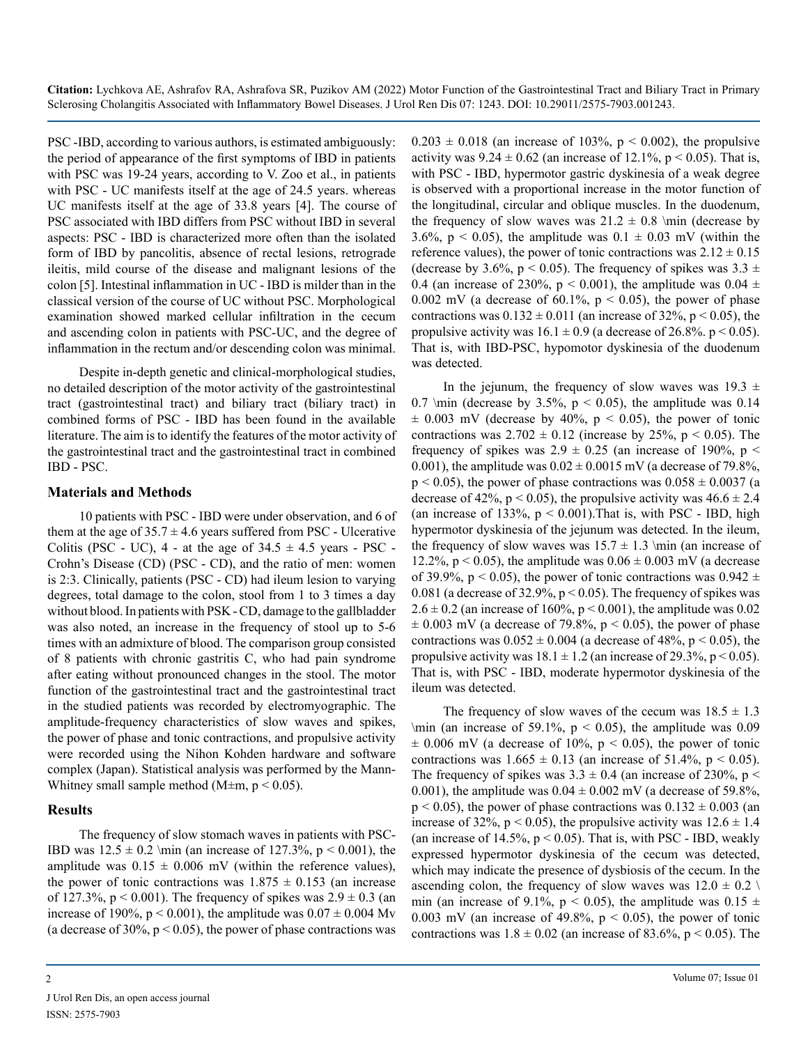PSC -IBD, according to various authors, is estimated ambiguously: the period of appearance of the first symptoms of IBD in patients with PSC was 19-24 years, according to V. Zoo et al., in patients with PSC - UC manifests itself at the age of 24.5 years. whereas UC manifests itself at the age of 33.8 years [4]. The course of PSC associated with IBD differs from PSC without IBD in several aspects: PSC - IBD is characterized more often than the isolated form of IBD by pancolitis, absence of rectal lesions, retrograde ileitis, mild course of the disease and malignant lesions of the colon [5]. Intestinal inflammation in UC - IBD is milder than in the classical version of the course of UC without PSC. Morphological examination showed marked cellular infiltration in the cecum and ascending colon in patients with PSC-UC, and the degree of inflammation in the rectum and/or descending colon was minimal.

Despite in-depth genetic and clinical-morphological studies, no detailed description of the motor activity of the gastrointestinal tract (gastrointestinal tract) and biliary tract (biliary tract) in combined forms of PSC - IBD has been found in the available literature. The aim is to identify the features of the motor activity of the gastrointestinal tract and the gastrointestinal tract in combined IBD - PSC.

## Materials and Methods

10 patients with PSC - IBD were under observation, and 6 of them at the age of $35.7 \pm 4.6$ years suffered from PSC - Ulcerative Colitis (PSC - UC), 4 - at the age of $34.5 \pm 4.5$ years - PSC - Crohn's Disease (CD) (PSC - CD), and the ratio of men: women is 2:3. Clinically, patients (PSC - CD) had ileum lesion to varying degrees, total damage to the colon, stool from 1 to 3 times a day without blood. In patients with PSK - CD, damage to the gallbladder was also noted, an increase in the frequency of stool up to 5-6 times with an admixture of blood. The comparison group consisted of 8 patients with chronic gastritis C, who had pain syndrome after eating without pronounced changes in the stool. The motor function of the gastrointestinal tract and the gastrointestinal tract in the studied patients was recorded by electromyographic. The amplitude-frequency characteristics of slow waves and spikes, the power of phase and tonic contractions, and propulsive activity were recorded using the Nihon Kohden hardware and software complex (Japan). Statistical analysis was performed by the Mann-Whitney small sample method (M±m, $p < 0.05$).

## Results

The frequency of slow stomach waves in patients with PSC-IBD was $12.5 \pm 0.2$ \min (an increase of 127.3%, $p < 0.001$), the amplitude was $0.15 \pm 0.006$ mV (within the reference values), the power of tonic contractions was $1.875 \pm 0.153$ (an increase of 127.3%, $p < 0.001$). The frequency of spikes was $2.9 \pm 0.3$ (an increase of 190%, $p < 0.001$), the amplitude was $0.07 \pm 0.004$ Mv (a decrease of 30%, $p < 0.05$), the power of phase contractions was $0.203 \pm 0.018$ (an increase of 103%, $p < 0.002$), the propulsive activity was $9.24 \pm 0.62$ (an increase of 12.1%, $p < 0.05$). That is, with PSC - IBD, hypermotor gastric dyskinesia of a weak degree is observed with a proportional increase in the motor function of the longitudinal, circular and oblique muscles. In the duodenum, the frequency of slow waves was $21.2 \pm 0.8$ \min (decrease by 3.6%, $p < 0.05$), the amplitude was $0.1 \pm 0.03$ mV (within the reference values), the power of tonic contractions was $2.12 \pm 0.15$ (decrease by 3.6%, $p < 0.05$). The frequency of spikes was $3.3 \pm 0.4$ (an increase of 230%, $p < 0.001$), the amplitude was $0.04 \pm 0.002$ mV (a decrease of 60.1%, $p < 0.05$), the power of phase contractions was $0.132 \pm 0.011$ (an increase of 32%, $p < 0.05$), the propulsive activity was $16.1 \pm 0.9$ (a decrease of 26.8%. $p < 0.05$). That is, with IBD-PSC, hypomotor dyskinesia of the duodenum was detected.

In the jejunum, the frequency of slow waves was $19.3 \pm 0.7$ \min (decrease by 3.5%, $p < 0.05$), the amplitude was $0.14 \pm 0.003$ mV (decrease by 40%, $p < 0.05$), the power of tonic contractions was $2.702 \pm 0.12$ (increase by 25%, $p < 0.05$). The frequency of spikes was $2.9 \pm 0.25$ (an increase of 190%, $p < 0.001$), the amplitude was $0.02 \pm 0.0015$ mV (a decrease of 79.8%, $p < 0.05$), the power of phase contractions was $0.058 \pm 0.0037$ (a decrease of 42%, $p < 0.05$), the propulsive activity was $46.6 \pm 2.4$ (an increase of 133%, $p < 0.001$).That is, with PSC - IBD, high hypermotor dyskinesia of the jejunum was detected. In the ileum, the frequency of slow waves was $15.7 \pm 1.3$ \min (an increase of 12.2%, $p < 0.05$), the amplitude was $0.06 \pm 0.003$ mV (a decrease of 39.9%, $p < 0.05$), the power of tonic contractions was $0.942 \pm 0.081$ (a decrease of 32.9%, $p < 0.05$). The frequency of spikes was $2.6 \pm 0.2$ (an increase of 160%, $p < 0.001$), the amplitude was $0.02 \pm 0.003$ mV (a decrease of 79.8%, $p < 0.05$), the power of phase contractions was $0.052 \pm 0.004$ (a decrease of 48%, $p < 0.05$), the propulsive activity was $18.1 \pm 1.2$ (an increase of 29.3%, $p < 0.05$). That is, with PSC - IBD, moderate hypermotor dyskinesia of the ileum was detected.

The frequency of slow waves of the cecum was $18.5 \pm 1.3$ \min (an increase of 59.1%, $p < 0.05$), the amplitude was $0.09 \pm 0.006$ mV (a decrease of 10%, $p < 0.05$), the power of tonic contractions was $1.665 \pm 0.13$ (an increase of 51.4%, $p < 0.05$). The frequency of spikes was $3.3 \pm 0.4$ (an increase of 230%, $p < 0.001$), the amplitude was $0.04 \pm 0.002$ mV (a decrease of 59.8%, $p < 0.05$), the power of phase contractions was $0.132 \pm 0.003$ (an increase of 32%, $p < 0.05$), the propulsive activity was $12.6 \pm 1.4$ (an increase of 14.5%, $p < 0.05$). That is, with PSC - IBD, weakly expressed hypermotor dyskinesia of the cecum was detected, which may indicate the presence of dysbiosis of the cecum. In the ascending colon, the frequency of slow waves was $12.0 \pm 0.2$ \min (an increase of 9.1%, $p < 0.05$), the amplitude was $0.15 \pm 0.003$ mV (an increase of 49.8%, $p < 0.05$), the power of tonic contractions was $1.8 \pm 0.02$ (an increase of 83.6%, $p < 0.05$). The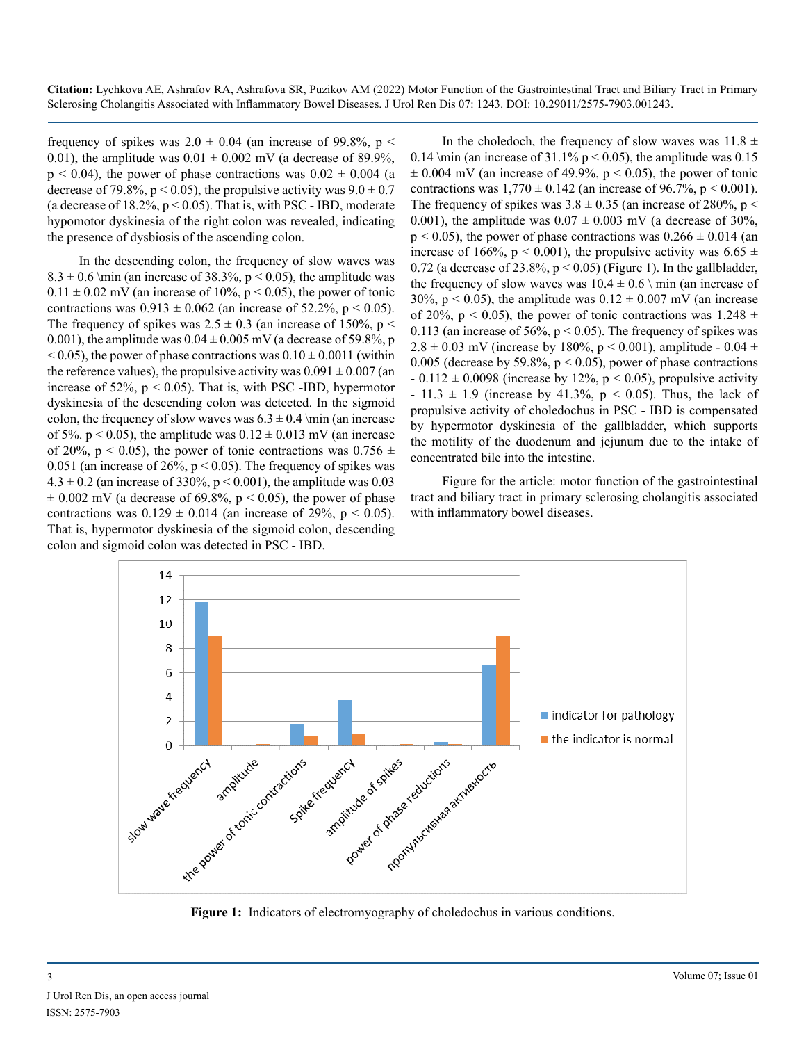frequency of spikes was 2.0 ± 0.04 (an increase of 99.8%, $p < 0.01$), the amplitude was 0.01 ± 0.002 mV (a decrease of 89.9%, $p < 0.04$), the power of phase contractions was 0.02 ± 0.004 (a decrease of 79.8%, $p < 0.05$), the propulsive activity was 9.0 ± 0.7 (a decrease of 18.2%, $p < 0.05$). That is, with PSC - IBD, moderate hypomotor dyskinesia of the right colon was revealed, indicating the presence of dysbiosis of the ascending colon.

In the descending colon, the frequency of slow waves was 8.3 ± 0.6 \min (an increase of 38.3%, $p < 0.05$), the amplitude was 0.11 ± 0.02 mV (an increase of 10%, $p < 0.05$), the power of tonic contractions was 0.913 ± 0.062 (an increase of 52.2%, $p < 0.05$). The frequency of spikes was 2.5 ± 0.3 (an increase of 150%, $p < 0.001$), the amplitude was 0.04 ± 0.005 mV (a decrease of 59.8%, $p < 0.05$), the power of phase contractions was 0.10 ± 0.0011 (within the reference values), the propulsive activity was 0.091 ± 0.007 (an increase of 52%, $p < 0.05$). That is, with PSC -IBD, hypermotor dyskinesia of the descending colon was detected. In the sigmoid colon, the frequency of slow waves was 6.3 ± 0.4 \min (an increase of 5%. $p < 0.05$), the amplitude was 0.12 ± 0.013 mV (an increase of 20%, $p < 0.05$), the power of tonic contractions was 0.756 ± 0.051 (an increase of 26%, $p < 0.05$). The frequency of spikes was 4.3 ± 0.2 (an increase of 330%, $p < 0.001$), the amplitude was 0.03 ± 0.002 mV (a decrease of 69.8%, $p < 0.05$), the power of phase contractions was 0.129 ± 0.014 (an increase of 29%, $p < 0.05$). That is, hypermotor dyskinesia of the sigmoid colon, descending colon and sigmoid colon was detected in PSC - IBD.

In the choledoch, the frequency of slow waves was 11.8 ± 0.14 \min (an increase of 31.1% $p < 0.05$), the amplitude was 0.15 ± 0.004 mV (an increase of 49.9%, $p < 0.05$), the power of tonic contractions was 1,770 ± 0.142 (an increase of 96.7%, $p < 0.001$). The frequency of spikes was 3.8 ± 0.35 (an increase of 280%, $p < 0.001$), the amplitude was 0.07 ± 0.003 mV (a decrease of 30%, $p < 0.05$), the power of phase contractions was 0.266 ± 0.014 (an increase of 166%, $p < 0.001$), the propulsive activity was 6.65 ± 0.72 (a decrease of 23.8%, $p < 0.05$) (Figure 1). In the gallbladder, the frequency of slow waves was 10.4 ± 0.6 \ min (an increase of 30%, $p < 0.05$), the amplitude was 0.12 ± 0.007 mV (an increase of 20%, $p < 0.05$), the power of tonic contractions was 1.248 ± 0.113 (an increase of 56%, $p < 0.05$). The frequency of spikes was 2.8 ± 0.03 mV (increase by 180%, $p < 0.001$), amplitude - 0.04 ± 0.005 (decrease by 59.8%, $p < 0.05$), power of phase contractions - 0.112 ± 0.0098 (increase by 12%, $p < 0.05$), propulsive activity - 11.3 ± 1.9 (increase by 41.3%, $p < 0.05$). Thus, the lack of propulsive activity of choledochus in PSC - IBD is compensated by hypermotor dyskinesia of the gallbladder, which supports the motility of the duodenum and jejunum due to the intake of concentrated bile into the intestine.

Figure for the article: motor function of the gastrointestinal tract and biliary tract in primary sclerosing cholangitis associated with inflammatory bowel diseases.

**Figure 1:** Indicators of electromyography of choledochus in various conditions.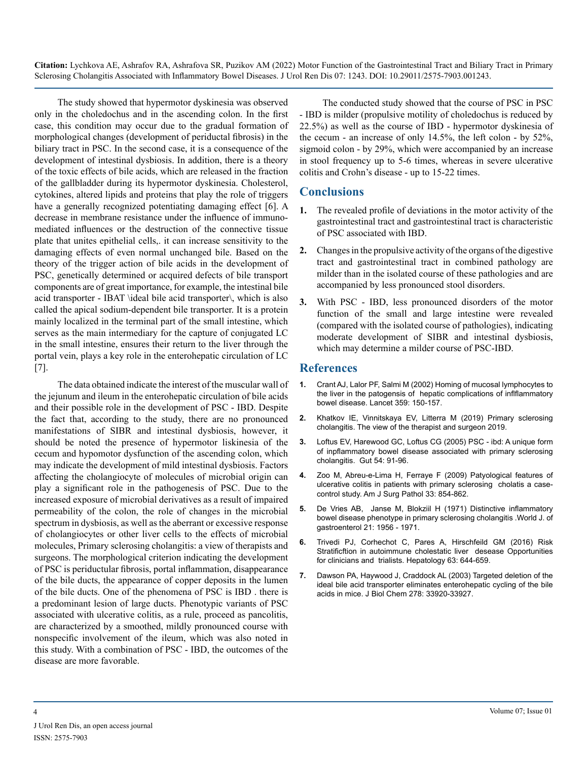The study showed that hypermotor dyskinesia was observed only in the choledochus and in the ascending colon. In the first case, this condition may occur due to the gradual formation of morphological changes (development of periductal fibrosis) in the biliary tract in PSC. In the second case, it is a consequence of the development of intestinal dysbiosis. In addition, there is a theory of the toxic effects of bile acids, which are released in the fraction of the gallbladder during its hypermotor dyskinesia. Cholesterol, cytokines, altered lipids and proteins that play the role of triggers have a generally recognized potentiating damaging effect [6]. A decrease in membrane resistance under the influence of immuno-mediated influences or the destruction of the connective tissue plate that unites epithelial cells,. it can increase sensitivity to the damaging effects of even normal unchanged bile. Based on the theory of the trigger action of bile acids in the development of PSC, genetically determined or acquired defects of bile transport components are of great importance, for example, the intestinal bile acid transporter - IBAT \ideal bile acid transporter\, which is also called the apical sodium-dependent bile transporter. It is a protein mainly localized in the terminal part of the small intestine, which serves as the main intermediary for the capture of conjugated LC in the small intestine, ensures their return to the liver through the portal vein, plays a key role in the enterohepatic circulation of LC [7].

The data obtained indicate the interest of the muscular wall of the jejunum and ileum in the enterohepatic circulation of bile acids and their possible role in the development of PSC - IBD. Despite the fact that, according to the study, there are no pronounced manifestations of SIBR and intestinal dysbiosis, however, it should be noted the presence of hypermotor liskinesia of the cecum and hypomotor dysfunction of the ascending colon, which may indicate the development of mild intestinal dysbiosis. Factors affecting the cholangiocyte of molecules of microbial origin can play a significant role in the pathogenesis of PSC. Due to the increased exposure of microbial derivatives as a result of impaired permeability of the colon, the role of changes in the microbial spectrum in dysbiosis, as well as the aberrant or excessive response of cholangiocytes or other liver cells to the effects of microbial molecules, Primary sclerosing cholangitis: a view of therapists and surgeons. The morphological criterion indicating the development of PSC is periductular fibrosis, portal inflammation, disappearance of the bile ducts, the appearance of copper deposits in the lumen of the bile ducts. One of the phenomena of PSC is IBD . there is a predominant lesion of large ducts. Phenotypic variants of PSC associated with ulcerative colitis, as a rule, proceed as pancolitis, are characterized by a smoothed, mildly pronounced course with nonspecific involvement of the ileum, which was also noted in this study. With a combination of PSC - IBD, the outcomes of the disease are more favorable.

The conducted study showed that the course of PSC in PSC - IBD is milder (propulsive motility of choledochus is reduced by 22.5%) as well as the course of IBD - hypermotor dyskinesia of the cecum - an increase of only 14.5%, the left colon - by 52%, sigmoid colon - by 29%, which were accompanied by an increase in stool frequency up to 5-6 times, whereas in severe ulcerative colitis and Crohn's disease - up to 15-22 times.

## Conclusions

1. The revealed profile of deviations in the motor activity of the gastrointestinal tract and gastrointestinal tract is characteristic of PSC associated with IBD.
2. Changes in the propulsive activity of the organs of the digestive tract and gastrointestinal tract in combined pathology are milder than in the isolated course of these pathologies and are accompanied by less pronounced stool disorders.
3. With PSC - IBD, less pronounced disorders of the motor function of the small and large intestine were revealed (compared with the isolated course of pathologies), indicating moderate development of SIBR and intestinal dysbiosis, which may determine a milder course of PSC-IBD.

## References

1. Crant AJ, Lalor PF, Salmi M (2002) Homing of mucosal lymphocytes to the liver in the patogensis of hepatic complications of inflflammatory bowel disease. Lancet 359: 150-157.
2. Khatkov IE, Vinnitskaya EV, Litterra M (2019) Primary sclerosing cholangitis. The view of the therapist and surgeon 2019.
3. Loftus EV, Harewood GC, Loftus CG (2005) PSC - ibd: A unique form of inpflammatory bowel disease associated with primary sclerosing cholangitis. Gut 54: 91-96.
4. Zoo M, Abreu-e-Lima H, Ferraye F (2009) Patyological features of ulcerative colitis in patients with primary sclerosing cholatis a case-control study. Am J Surg Pathol 33: 854-862.
5. De Vries AB, Janse M, Blokziil H (1971) Distinctive inflammatory bowel disease phenotype in primary sclerosing cholangitis .World J. of gastroenterol 21: 1956 - 1971.
6. Trivedi PJ, Corhechot C, Pares A, Hirschfeild GM (2016) Risk Stratificftion in autoimmune cholestatic liver desease Opportunities for clinicians and trialists. Hepatology 63: 644-659.
7. Dawson PA, Haywood J, Craddock AL (2003) Targeted deletion of the ideal bile acid transporter eliminates enterohepatic cycling of the bile acids in mice. J Biol Chem 278: 33920-33927.